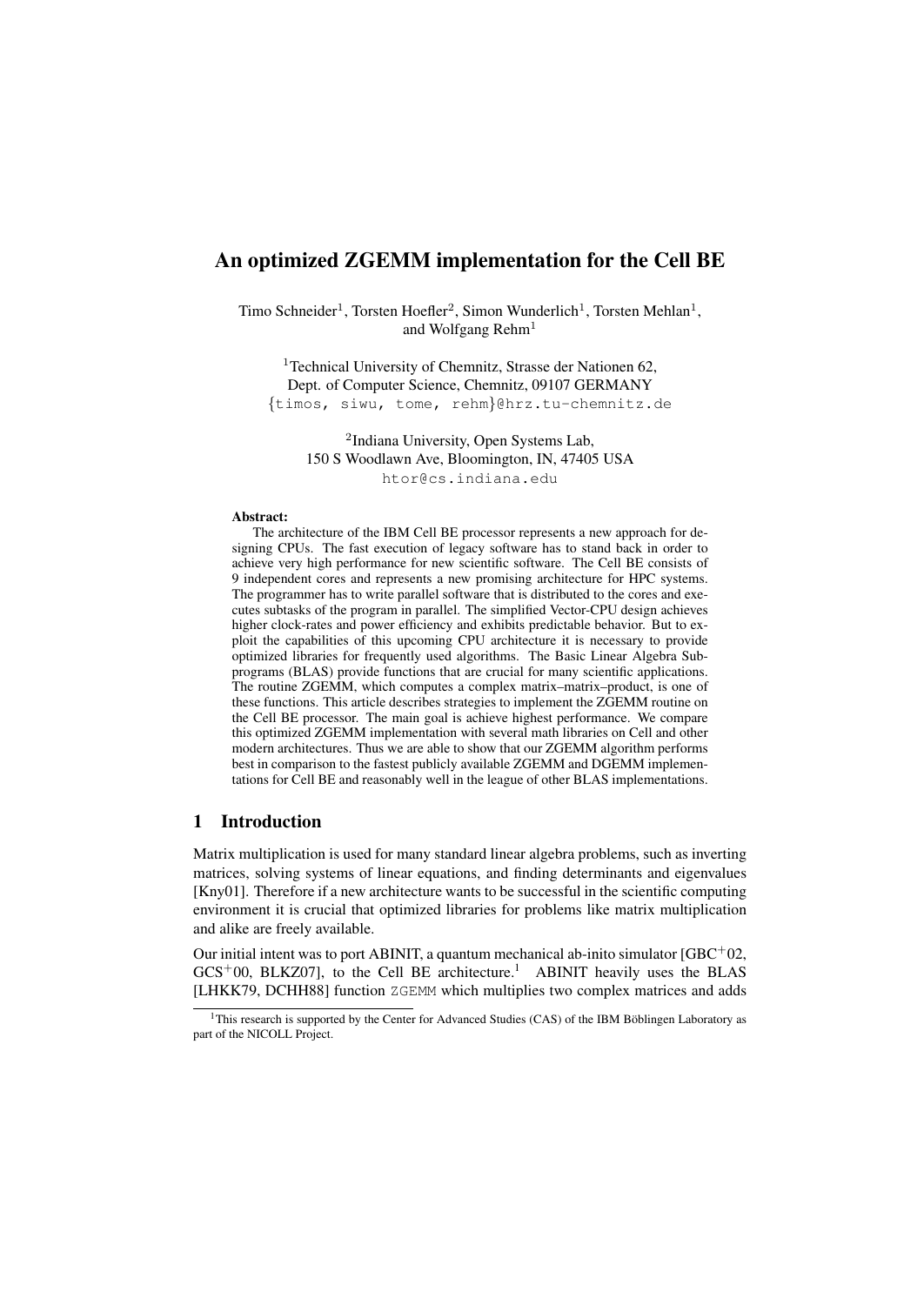# An optimized ZGEMM implementation for the Cell BE

Timo Schneider[1], Torsten Hoefler[2], Simon Wunderlich[1], Torsten Mehlan[1], and Wolfgang Rehm[1]

[1]Technical University of Chemnitz, Strasse der Nationen 62, Dept. of Computer Science, Chemnitz, 09107 GERMANY
{timos, siwu, tome, rehm}@hrz.tu-chemnitz.de

[2]Indiana University, Open Systems Lab, 150 S Woodlawn Ave, Bloomington, IN, 47405 USA
htor@cs.indiana.edu

**Abstract:**

The architecture of the IBM Cell BE processor represents a new approach for designing CPUs. The fast execution of legacy software has to stand back in order to achieve very high performance for new scientific software. The Cell BE consists of 9 independent cores and represents a new promising architecture for HPC systems. The programmer has to write parallel software that is distributed to the cores and executes subtasks of the program in parallel. The simplified Vector-CPU design achieves higher clock-rates and power efficiency and exhibits predictable behavior. But to exploit the capabilities of this upcoming CPU architecture it is necessary to provide optimized libraries for frequently used algorithms. The Basic Linear Algebra Subprograms (BLAS) provide functions that are crucial for many scientific applications. The routine ZGEMM, which computes a complex matrix–matrix–product, is one of these functions. This article describes strategies to implement the ZGEMM routine on the Cell BE processor. The main goal is achieve highest performance. We compare this optimized ZGEMM implementation with several math libraries on Cell and other modern architectures. Thus we are able to show that our ZGEMM algorithm performs best in comparison to the fastest publicly available ZGEMM and DGEMM implementations for Cell BE and reasonably well in the league of other BLAS implementations.

## 1 Introduction

Matrix multiplication is used for many standard linear algebra problems, such as inverting matrices, solving systems of linear equations, and finding determinants and eigenvalues [Kny01]. Therefore if a new architecture wants to be successful in the scientific computing environment it is crucial that optimized libraries for problems like matrix multiplication and alike are freely available.

Our initial intent was to port ABINIT, a quantum mechanical ab-inito simulator [GBC+02, GCS+00, BLKZ07], to the Cell BE architecture.[1] ABINIT heavily uses the BLAS [LHKK79, DCHH88] function ZGEMM which multiplies two complex matrices and adds

[1]This research is supported by the Center for Advanced Studies (CAS) of the IBM Böblingen Laboratory as part of the NICOLL Project.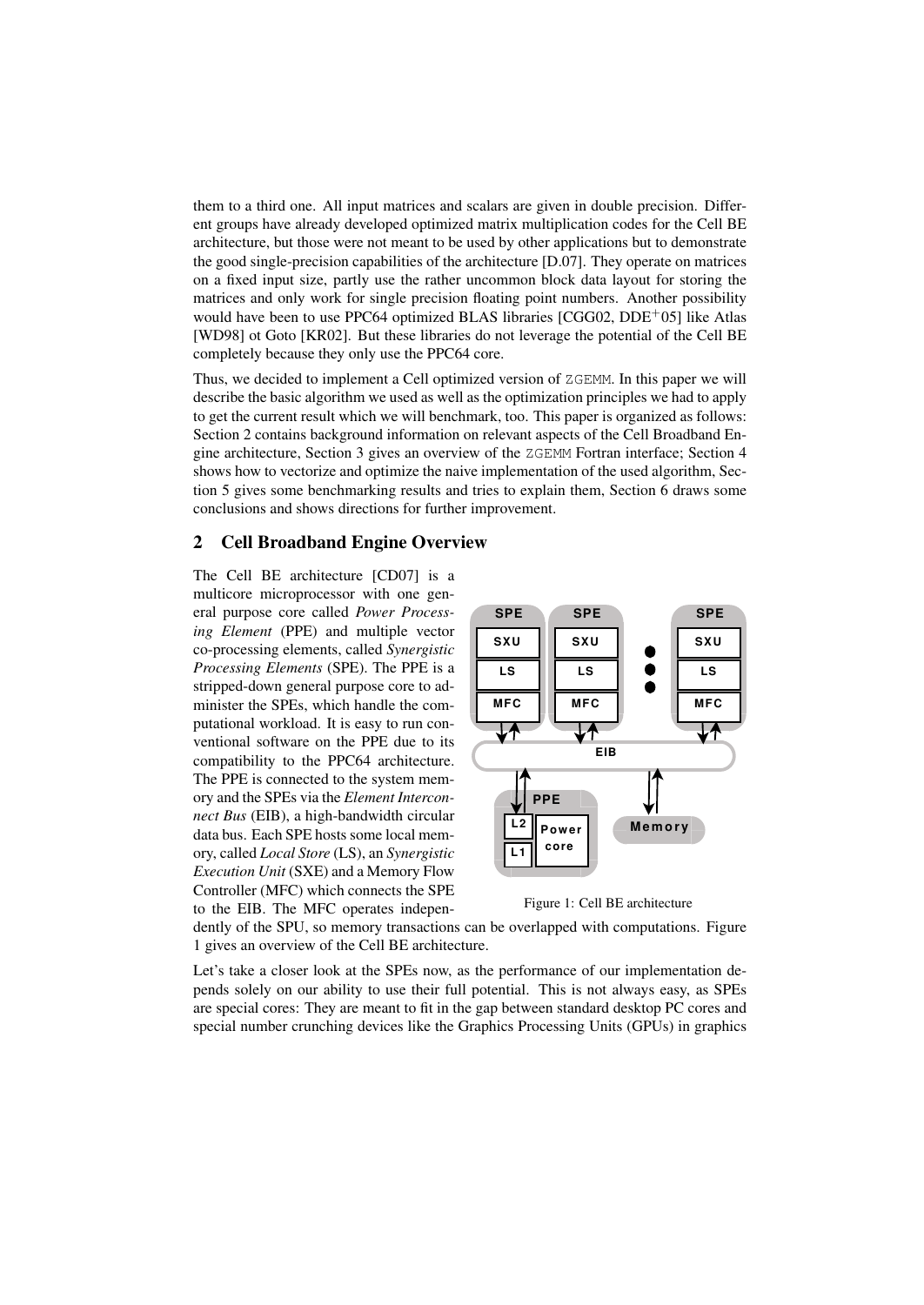them to a third one. All input matrices and scalars are given in double precision. Different groups have already developed optimized matrix multiplication codes for the Cell BE architecture, but those were not meant to be used by other applications but to demonstrate the good single-precision capabilities of the architecture [D.07]. They operate on matrices on a fixed input size, partly use the rather uncommon block data layout for storing the matrices and only work for single precision floating point numbers. Another possibility would have been to use PPC64 optimized BLAS libraries [CGG02, DDE$^{+}$05] like Atlas [WD98] ot Goto [KR02]. But these libraries do not leverage the potential of the Cell BE completely because they only use the PPC64 core.

Thus, we decided to implement a Cell optimized version of `ZGEMM`. In this paper we will describe the basic algorithm we used as well as the optimization principles we had to apply to get the current result which we will benchmark, too. This paper is organized as follows: Section 2 contains background information on relevant aspects of the Cell Broadband Engine architecture, Section 3 gives an overview of the `ZGEMM` Fortran interface; Section 4 shows how to vectorize and optimize the naive implementation of the used algorithm, Section 5 gives some benchmarking results and tries to explain them, Section 6 draws some conclusions and shows directions for further improvement.

## 2 Cell Broadband Engine Overview

The Cell BE architecture [CD07] is a multicore microprocessor with one general purpose core called *Power Processing Element* (PPE) and multiple vector co-processing elements, called *Synergistic Processing Elements* (SPE). The PPE is a stripped-down general purpose core to administer the SPEs, which handle the computational workload. It is easy to run conventional software on the PPE due to its compatibility to the PPC64 architecture. The PPE is connected to the system memory and the SPEs via the *Element Interconnect Bus* (EIB), a high-bandwidth circular data bus. Each SPE hosts some local memory, called *Local Store* (LS), an *Synergistic Execution Unit* (SXE) and a Memory Flow Controller (MFC) which connects the SPE to the EIB. The MFC operates independently of the SPU, so memory transactions can be overlapped with computations. Figure 1 gives an overview of the Cell BE architecture.

Figure 1: Cell BE architecture

Let's take a closer look at the SPEs now, as the performance of our implementation depends solely on our ability to use their full potential. This is not always easy, as SPEs are special cores: They are meant to fit in the gap between standard desktop PC cores and special number crunching devices like the Graphics Processing Units (GPUs) in graphics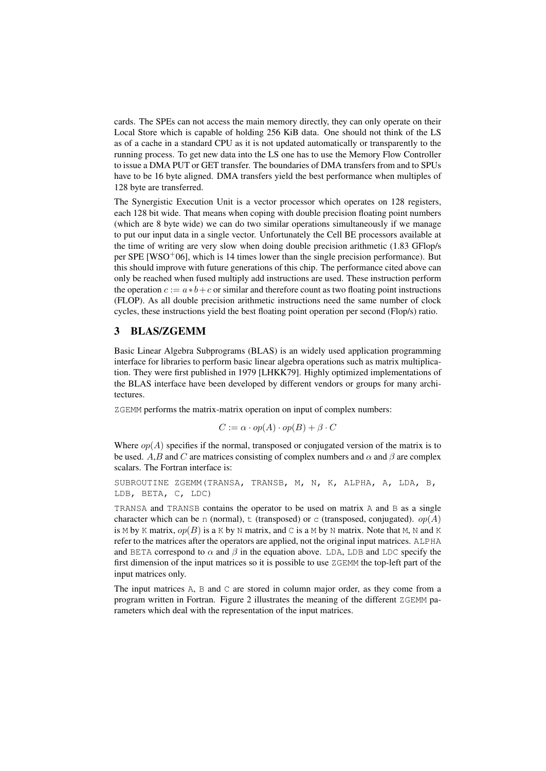cards. The SPEs can not access the main memory directly, they can only operate on their Local Store which is capable of holding 256 KiB data. One should not think of the LS as of a cache in a standard CPU as it is not updated automatically or transparently to the running process. To get new data into the LS one has to use the Memory Flow Controller to issue a DMA PUT or GET transfer. The boundaries of DMA transfers from and to SPUs have to be 16 byte aligned. DMA transfers yield the best performance when multiples of 128 byte are transferred.

The Synergistic Execution Unit is a vector processor which operates on 128 registers, each 128 bit wide. That means when coping with double precision floating point numbers (which are 8 byte wide) we can do two similar operations simultaneously if we manage to put our input data in a single vector. Unfortunately the Cell BE processors available at the time of writing are very slow when doing double precision arithmetic (1.83 GFlop/s per SPE [WSO+06], which is 14 times lower than the single precision performance). But this should improve with future generations of this chip. The performance cited above can only be reached when fused multiply add instructions are used. These instruction perform the operation $c := a * b + c$ or similar and therefore count as two floating point instructions (FLOP). As all double precision arithmetic instructions need the same number of clock cycles, these instructions yield the best floating point operation per second (Flop/s) ratio.

## 3 BLAS/ZGEMM

Basic Linear Algebra Subprograms (BLAS) is an widely used application programming interface for libraries to perform basic linear algebra operations such as matrix multiplication. They were first published in 1979 [LHKK79]. Highly optimized implementations of the BLAS interface have been developed by different vendors or groups for many architectures.

`ZGEMM` performs the matrix-matrix operation on input of complex numbers:

$$C := \alpha \cdot op(A) \cdot op(B) + \beta \cdot C$$

Where $op(A)$ specifies if the normal, transposed or conjugated version of the matrix is to be used. $A$,$B$ and $C$ are matrices consisting of complex numbers and $\alpha$ and $\beta$ are complex scalars. The Fortran interface is:

```
SUBROUTINE ZGEMM(TRANSA, TRANSB, M, N, K, ALPHA, A, LDA, B,
LDB, BETA, C, LDC)
```

`TRANSA` and `TRANSB` contains the operator to be used on matrix `A` and `B` as a single character which can be `n` (normal), `t` (transposed) or `c` (transposed, conjugated). $op(A)$ is `M` by `K` matrix, $op(B)$ is a `K` by `N` matrix, and `C` is a `M` by `N` matrix. Note that `M`, `N` and `K` refer to the matrices after the operators are applied, not the original input matrices. `ALPHA` and `BETA` correspond to $\alpha$ and $\beta$ in the equation above. `LDA`, `LDB` and `LDC` specify the first dimension of the input matrices so it is possible to use `ZGEMM` the top-left part of the input matrices only.

The input matrices `A`, `B` and `C` are stored in column major order, as they come from a program written in Fortran. Figure 2 illustrates the meaning of the different `ZGEMM` parameters which deal with the representation of the input matrices.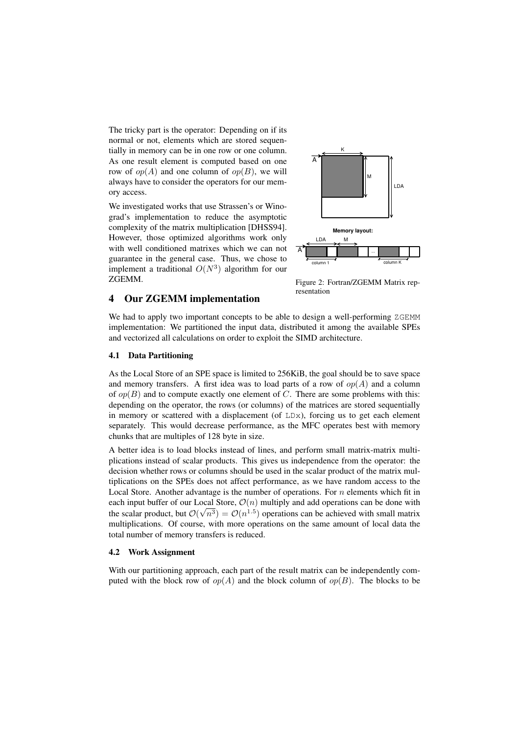The tricky part is the operator: Depending on if its normal or not, elements which are stored sequentially in memory can be in one row or one column. As one result element is computed based on one row of $op(A)$ and one column of $op(B)$, we will always have to consider the operators for our memory access.

We investigated works that use Strassen's or Winograd's implementation to reduce the asymptotic complexity of the matrix multiplication [DHSS94]. However, those optimized algorithms work only with well conditioned matrixes which we can not guarantee in the general case. Thus, we chose to implement a traditional $O(N^3)$ algorithm for our ZGEMM.

Figure 2: Fortran/ZGEMM Matrix representation

## 4 Our ZGEMM implementation

We had to apply two important concepts to be able to design a well-performing ZGEMM implementation: We partitioned the input data, distributed it among the available SPEs and vectorized all calculations on order to exploit the SIMD architecture.

### 4.1 Data Partitioning

As the Local Store of an SPE space is limited to 256KiB, the goal should be to save space and memory transfers. A first idea was to load parts of a row of $op(A)$ and a column of $op(B)$ and to compute exactly one element of $C$. There are some problems with this: depending on the operator, the rows (or columns) of the matrices are stored sequentially in memory or scattered with a displacement (of LDx), forcing us to get each element separately. This would decrease performance, as the MFC operates best with memory chunks that are multiples of 128 byte in size.

A better idea is to load blocks instead of lines, and perform small matrix-matrix multiplications instead of scalar products. This gives us independence from the operator: the decision whether rows or columns should be used in the scalar product of the matrix multiplications on the SPEs does not affect performance, as we have random access to the Local Store. Another advantage is the number of operations. For $n$ elements which fit in each input buffer of our Local Store, $\mathcal{O}(n)$ multiply and add operations can be done with the scalar product, but $\mathcal{O}(\sqrt{n^3}) = \mathcal{O}(n^{1.5})$ operations can be achieved with small matrix multiplications. Of course, with more operations on the same amount of local data the total number of memory transfers is reduced.

### 4.2 Work Assignment

With our partitioning approach, each part of the result matrix can be independently computed with the block row of $op(A)$ and the block column of $op(B)$. The blocks to be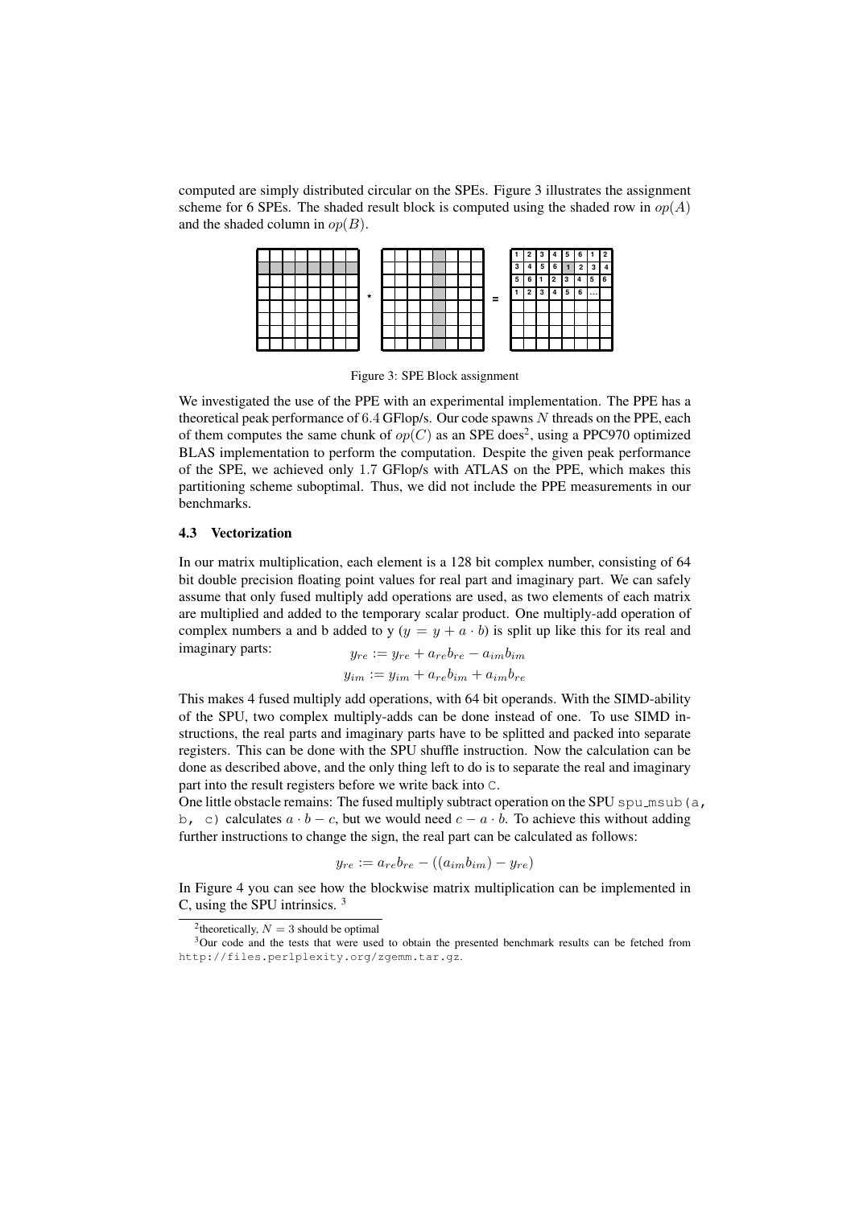computed are simply distributed circular on the SPEs. Figure 3 illustrates the assignment scheme for 6 SPEs. The shaded result block is computed using the shaded row in $op(A)$ and the shaded column in $op(B)$.

Figure 3: SPE Block assignment

We investigated the use of the PPE with an experimental implementation. The PPE has a theoretical peak performance of 6.4 GFlop/s. Our code spawns $N$ threads on the PPE, each of them computes the same chunk of $op(C)$ as an SPE does[2], using a PPC970 optimized BLAS implementation to perform the computation. Despite the given peak performance of the SPE, we achieved only 1.7 GFlop/s with ATLAS on the PPE, which makes this partitioning scheme suboptimal. Thus, we did not include the PPE measurements in our benchmarks.

### 4.3 Vectorization

In our matrix multiplication, each element is a 128 bit complex number, consisting of 64 bit double precision floating point values for real part and imaginary part. We can safely assume that only fused multiply add operations are used, as two elements of each matrix are multiplied and added to the temporary scalar product. One multiply-add operation of complex numbers a and b added to y ($y = y + a \cdot b$) is split up like this for its real and imaginary parts:

$$y_{re} := y_{re} + a_{re}b_{re} - a_{im}b_{im}$$

$$y_{im} := y_{im} + a_{re}b_{im} + a_{im}b_{re}$$

This makes 4 fused multiply add operations, with 64 bit operands. With the SIMD-ability of the SPU, two complex multiply-adds can be done instead of one. To use SIMD instructions, the real parts and imaginary parts have to be splitted and packed into separate registers. This can be done with the SPU shuffle instruction. Now the calculation can be done as described above, and the only thing left to do is to separate the real and imaginary part into the result registers before we write back into `C`.

One little obstacle remains: The fused multiply subtract operation on the SPU `spu_msub(a, b, c)` calculates $a \cdot b - c$, but we would need $c - a \cdot b$. To achieve this without adding further instructions to change the sign, the real part can be calculated as follows:

$$y_{re} := a_{re}b_{re} - ((a_{im}b_{im}) - y_{re})$$

In Figure 4 you can see how the blockwise matrix multiplication can be implemented in C, using the SPU intrinsics. [3]

[2] theoretically, $N = 3$ should be optimal

[3] Our code and the tests that were used to obtain the presented benchmark results can be fetched from http://files.perlplexity.org/zgemm.tar.gz.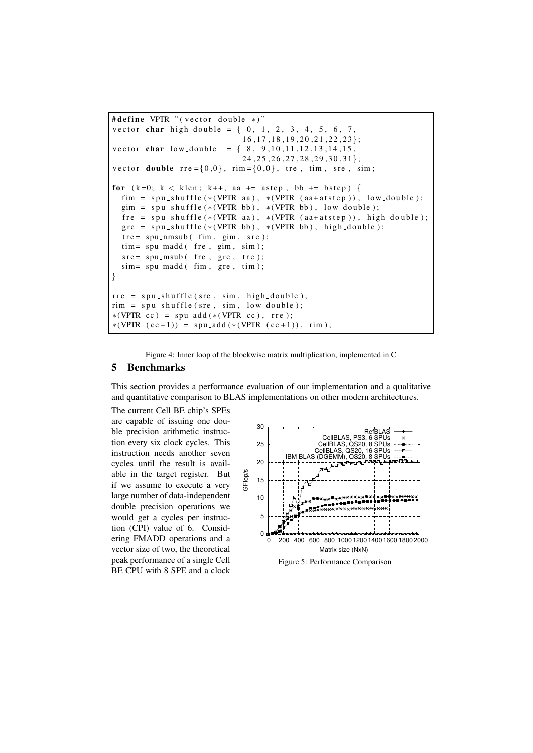```
#define VPTR "(vector double *)"
vector char high_double = { 0, 1, 2, 3, 4, 5, 6, 7,
                            16,17,18,19,20,21,22,23};
vector char low_double  = { 8, 9,10,11,12,13,14,15,
                            24,25,26,27,28,29,30,31};
vector double rre={0,0}, rim={0,0}, tre, tim, sre, sim;

for (k=0; k < klen; k++, aa += astep, bb += bstep) {
  fim = spu_shuffle(*(VPTR aa), *(VPTR (aa+atstep)), low_double);
  gim = spu_shuffle(*(VPTR bb), *(VPTR bb), low_double);
  fre = spu_shuffle(*(VPTR aa), *(VPTR (aa+atstep)), high_double);
  gre = spu_shuffle(*(VPTR bb), *(VPTR bb), high_double);
  tre= spu_nmsub( fim, gim, sre);
  tim= spu_madd( fre, gim, sim);
  sre= spu_msub( fre, gre, tre);
  sim= spu_madd( fim, gre, tim);
}

rre = spu_shuffle(sre, sim, high_double);
rim = spu_shuffle(sre, sim, low_double);
*(VPTR cc) = spu_add(*(VPTR cc), rre);
*(VPTR (cc+1)) = spu_add(*(VPTR (cc+1)), rim);
```

Figure 4: Inner loop of the blockwise matrix multiplication, implemented in C

## 5 Benchmarks

This section provides a performance evaluation of our implementation and a qualitative and quantitative comparison to BLAS implementations on other modern architectures.

Figure 5: Performance Comparison

The current Cell BE chip's SPEs are capable of issuing one double precision arithmetic instruction every six clock cycles. This instruction needs another seven cycles until the result is available in the target register. But if we assume to execute a very large number of data-independent double precision operations we would get a cycles per instruction (CPI) value of 6. Considering FMADD operations and a vector size of two, the theoretical peak performance of a single Cell BE CPU with 8 SPE and a clock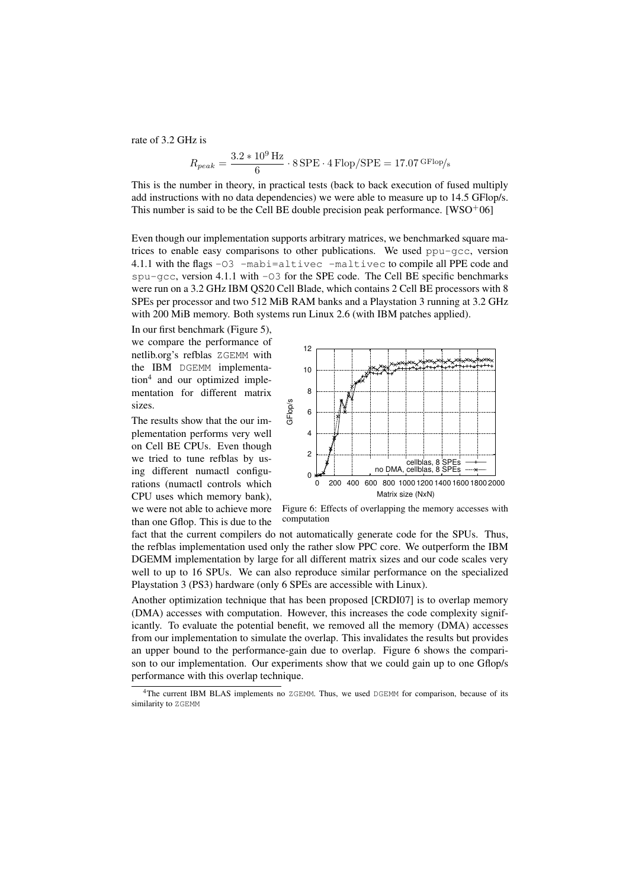rate of 3.2 GHz is

$$R_{peak} = \frac{3.2 * 10^9\,\mathrm{Hz}}{6} \cdot 8\,\mathrm{SPE} \cdot 4\,\mathrm{Flop/SPE} = 17.07\,\mathrm{GFlop/s}$$

This is the number in theory, in practical tests (back to back execution of fused multiply add instructions with no data dependencies) we were able to measure up to 14.5 GFlop/s. This number is said to be the Cell BE double precision peak performance. [WSO+06]

Even though our implementation supports arbitrary matrices, we benchmarked square matrices to enable easy comparisons to other publications. We used `ppu-gcc`, version 4.1.1 with the flags `-O3 -mabi=altivec -maltivec` to compile all PPE code and `spu-gcc`, version 4.1.1 with `-O3` for the SPE code. The Cell BE specific benchmarks were run on a 3.2 GHz IBM QS20 Cell Blade, which contains 2 Cell BE processors with 8 SPEs per processor and two 512 MiB RAM banks and a Playstation 3 running at 3.2 GHz with 200 MiB memory. Both systems run Linux 2.6 (with IBM patches applied).

In our first benchmark (Figure 5), we compare the performance of netlib.org's refblas `ZGEMM` with the IBM `DGEMM` implementation[4] and our optimized implementation for different matrix sizes.

The results show that the our implementation performs very well on Cell BE CPUs. Even though we tried to tune refblas by using different numactl configurations (numactl controls which CPU uses which memory bank), we were not able to achieve more than one Gflop. This is due to the fact that the current compilers do not automatically generate code for the SPUs. Thus, the refblas implementation used only the rather slow PPC core. We outperform the IBM DGEMM implementation by large for all different matrix sizes and our code scales very well to up to 16 SPUs. We can also reproduce similar performance on the specialized Playstation 3 (PS3) hardware (only 6 SPEs are accessible with Linux).

Figure 6: Effects of overlapping the memory accesses with computation

Another optimization technique that has been proposed [CRDI07] is to overlap memory (DMA) accesses with computation. However, this increases the code complexity significantly. To evaluate the potential benefit, we removed all the memory (DMA) accesses from our implementation to simulate the overlap. This invalidates the results but provides an upper bound to the performance-gain due to overlap. Figure 6 shows the comparison to our implementation. Our experiments show that we could gain up to one Gflop/s performance with this overlap technique.

[4] The current IBM BLAS implements no `ZGEMM`. Thus, we used `DGEMM` for comparison, because of its similarity to `ZGEMM`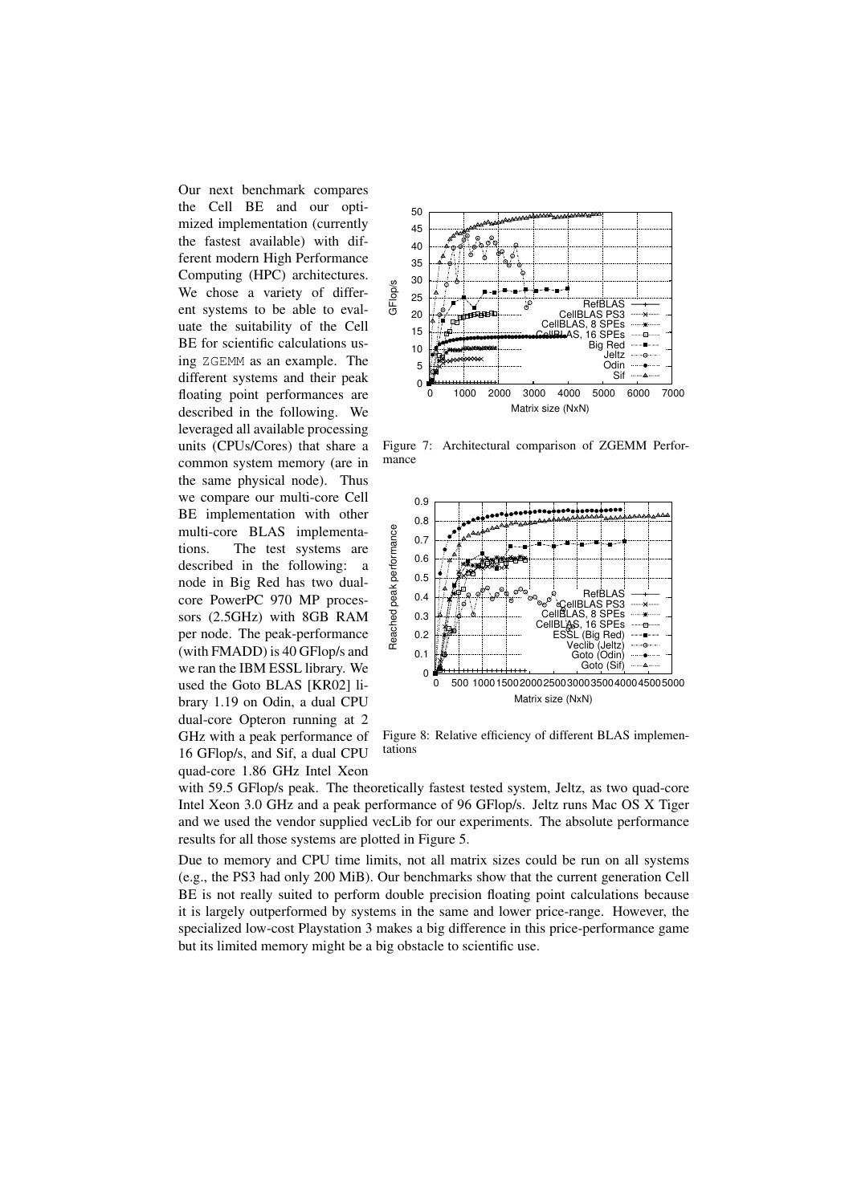Our next benchmark compares the Cell BE and our optimized implementation (currently the fastest available) with different modern High Performance Computing (HPC) architectures. We chose a variety of different systems to be able to evaluate the suitability of the Cell BE for scientific calculations using ZGEMM as an example. The different systems and their peak floating point performances are described in the following. We leveraged all available processing units (CPUs/Cores) that share a common system memory (are in the same physical node). Thus we compare our multi-core Cell BE implementation with other multi-core BLAS implementations. The test systems are described in the following: a node in Big Red has two dual-core PowerPC 970 MP processors (2.5GHz) with 8GB RAM per node. The peak-performance (with FMADD) is 40 GFlop/s and we ran the IBM ESSL library. We used the Goto BLAS [KR02] library 1.19 on Odin, a dual CPU dual-core Opteron running at 2 GHz with a peak performance of 16 GFlop/s, and Sif, a dual CPU quad-core 1.86 GHz Intel Xeon with 59.5 GFlop/s peak. The theoretically fastest tested system, Jeltz, as two quad-core Intel Xeon 3.0 GHz and a peak performance of 96 GFlop/s. Jeltz runs Mac OS X Tiger and we used the vendor supplied vecLib for our experiments. The absolute performance results for all those systems are plotted in Figure 5.

Figure 7: Architectural comparison of ZGEMM Performance

Figure 8: Relative efficiency of different BLAS implementations

Due to memory and CPU time limits, not all matrix sizes could be run on all systems (e.g., the PS3 had only 200 MiB). Our benchmarks show that the current generation Cell BE is not really suited to perform double precision floating point calculations because it is largely outperformed by systems in the same and lower price-range. However, the specialized low-cost Playstation 3 makes a big difference in this price-performance game but its limited memory might be a big obstacle to scientific use.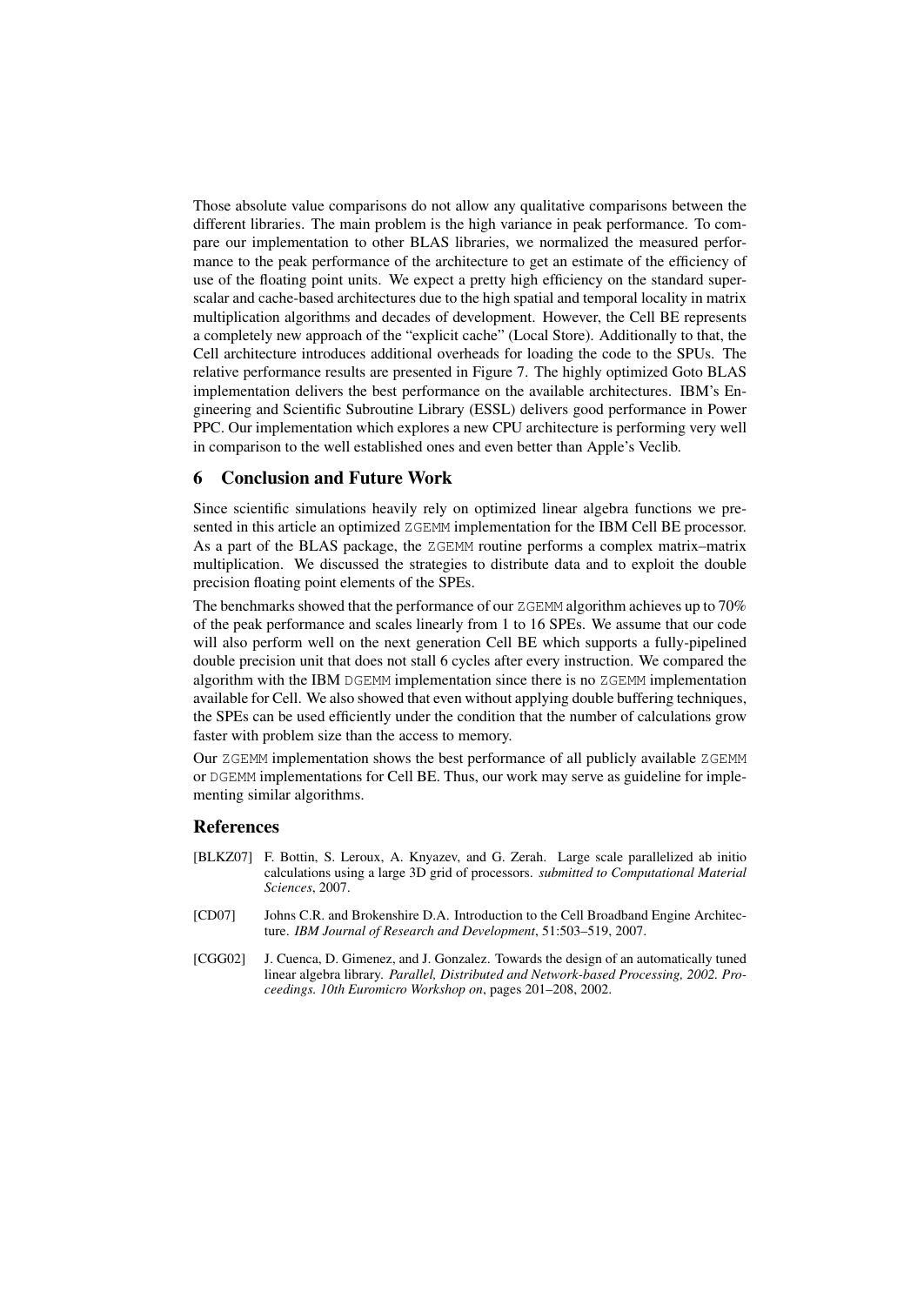Those absolute value comparisons do not allow any qualitative comparisons between the different libraries. The main problem is the high variance in peak performance. To compare our implementation to other BLAS libraries, we normalized the measured performance to the peak performance of the architecture to get an estimate of the efficiency of use of the floating point units. We expect a pretty high efficiency on the standard superscalar and cache-based architectures due to the high spatial and temporal locality in matrix multiplication algorithms and decades of development. However, the Cell BE represents a completely new approach of the "explicit cache" (Local Store). Additionally to that, the Cell architecture introduces additional overheads for loading the code to the SPUs. The relative performance results are presented in Figure 7. The highly optimized Goto BLAS implementation delivers the best performance on the available architectures. IBM's Engineering and Scientific Subroutine Library (ESSL) delivers good performance in Power PPC. Our implementation which explores a new CPU architecture is performing very well in comparison to the well established ones and even better than Apple's Veclib.

## 6 Conclusion and Future Work

Since scientific simulations heavily rely on optimized linear algebra functions we presented in this article an optimized `ZGEMM` implementation for the IBM Cell BE processor. As a part of the BLAS package, the `ZGEMM` routine performs a complex matrix–matrix multiplication. We discussed the strategies to distribute data and to exploit the double precision floating point elements of the SPEs.

The benchmarks showed that the performance of our `ZGEMM` algorithm achieves up to 70% of the peak performance and scales linearly from 1 to 16 SPEs. We assume that our code will also perform well on the next generation Cell BE which supports a fully-pipelined double precision unit that does not stall 6 cycles after every instruction. We compared the algorithm with the IBM `DGEMM` implementation since there is no `ZGEMM` implementation available for Cell. We also showed that even without applying double buffering techniques, the SPEs can be used efficiently under the condition that the number of calculations grow faster with problem size than the access to memory.

Our `ZGEMM` implementation shows the best performance of all publicly available `ZGEMM` or `DGEMM` implementations for Cell BE. Thus, our work may serve as guideline for implementing similar algorithms.

## References

[BLKZ07] F. Bottin, S. Leroux, A. Knyazev, and G. Zerah. Large scale parallelized ab initio calculations using a large 3D grid of processors. *submitted to Computational Material Sciences*, 2007.

[CD07] Johns C.R. and Brokenshire D.A. Introduction to the Cell Broadband Engine Architecture. *IBM Journal of Research and Development*, 51:503–519, 2007.

[CGG02] J. Cuenca, D. Gimenez, and J. Gonzalez. Towards the design of an automatically tuned linear algebra library. *Parallel, Distributed and Network-based Processing, 2002. Proceedings. 10th Euromicro Workshop on*, pages 201–208, 2002.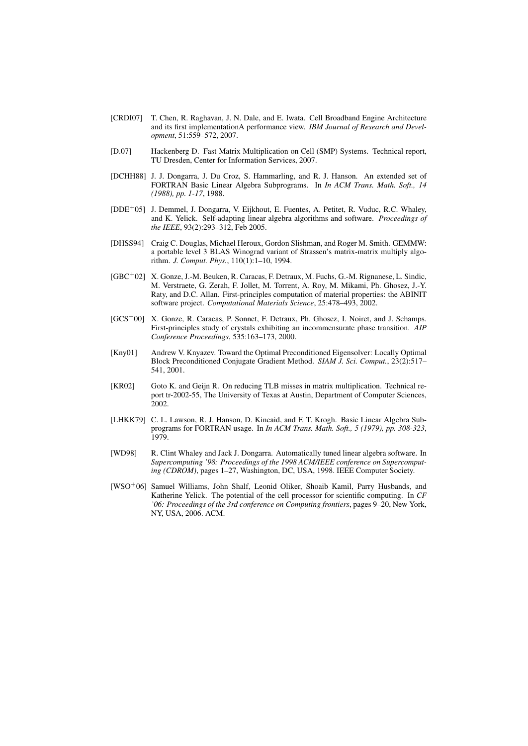[CRDI07] T. Chen, R. Raghavan, J. N. Dale, and E. Iwata. Cell Broadband Engine Architecture and its first implementationA performance view. *IBM Journal of Research and Development*, 51:559–572, 2007.

[D.07] Hackenberg D. Fast Matrix Multiplication on Cell (SMP) Systems. Technical report, TU Dresden, Center for Information Services, 2007.

[DCHH88] J. J. Dongarra, J. Du Croz, S. Hammarling, and R. J. Hanson. An extended set of FORTRAN Basic Linear Algebra Subprograms. In *In ACM Trans. Math. Soft., 14 (1988), pp. 1-17*, 1988.

[DDE+05] J. Demmel, J. Dongarra, V. Eijkhout, E. Fuentes, A. Petitet, R. Vuduc, R.C. Whaley, and K. Yelick. Self-adapting linear algebra algorithms and software. *Proceedings of the IEEE*, 93(2):293–312, Feb 2005.

[DHSS94] Craig C. Douglas, Michael Heroux, Gordon Slishman, and Roger M. Smith. GEMMW: a portable level 3 BLAS Winograd variant of Strassen's matrix-matrix multiply algorithm. *J. Comput. Phys.*, 110(1):1–10, 1994.

[GBC+02] X. Gonze, J.-M. Beuken, R. Caracas, F. Detraux, M. Fuchs, G.-M. Rignanese, L. Sindic, M. Verstraete, G. Zerah, F. Jollet, M. Torrent, A. Roy, M. Mikami, Ph. Ghosez, J.-Y. Raty, and D.C. Allan. First-principles computation of material properties: the ABINIT software project. *Computational Materials Science*, 25:478–493, 2002.

[GCS+00] X. Gonze, R. Caracas, P. Sonnet, F. Detraux, Ph. Ghosez, I. Noiret, and J. Schamps. First-principles study of crystals exhibiting an incommensurate phase transition. *AIP Conference Proceedings*, 535:163–173, 2000.

[Kny01] Andrew V. Knyazev. Toward the Optimal Preconditioned Eigensolver: Locally Optimal Block Preconditioned Conjugate Gradient Method. *SIAM J. Sci. Comput.*, 23(2):517–541, 2001.

[KR02] Goto K. and Geijn R. On reducing TLB misses in matrix multiplication. Technical report tr-2002-55, The University of Texas at Austin, Department of Computer Sciences, 2002.

[LHKK79] C. L. Lawson, R. J. Hanson, D. Kincaid, and F. T. Krogh. Basic Linear Algebra Subprograms for FORTRAN usage. In *In ACM Trans. Math. Soft., 5 (1979), pp. 308-323*, 1979.

[WD98] R. Clint Whaley and Jack J. Dongarra. Automatically tuned linear algebra software. In *Supercomputing '98: Proceedings of the 1998 ACM/IEEE conference on Supercomputing (CDROM)*, pages 1–27, Washington, DC, USA, 1998. IEEE Computer Society.

[WSO+06] Samuel Williams, John Shalf, Leonid Oliker, Shoaib Kamil, Parry Husbands, and Katherine Yelick. The potential of the cell processor for scientific computing. In *CF '06: Proceedings of the 3rd conference on Computing frontiers*, pages 9–20, New York, NY, USA, 2006. ACM.